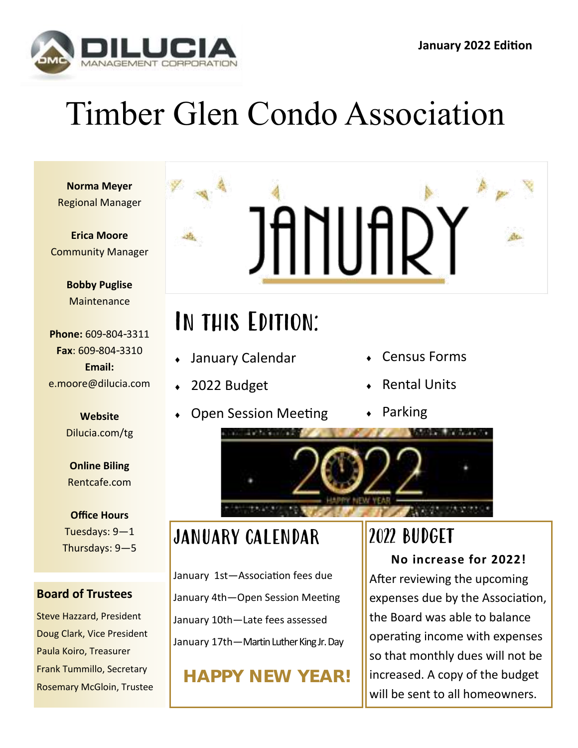January 2022 Edition

# Timber Glen Condo Association

**Norma Meyer**
Regional Manager

**Erica Moore**
Community Manager

**Bobby Puglise**
Maintenance

**Phone:** 609-804-3311
**Fax**: 609-804-3310
**Email:**
e.moore@dilucia.com

**Website**
Dilucia.com/tg

**Online Biling**
Rentcafe.com

**Office Hours**
Tuesdays: 9—1
Thursdays: 9—5

**Board of Trustees**

Steve Hazzard, President
Doug Clark, Vice President
Paula Koiro, Treasurer
Frank Tummillo, Secretary
Rosemary McGloin, Trustee

JANUARY

## In this Edition:

- January Calendar
- 2022 Budget
- Open Session Meeting
- Census Forms
- Rental Units
- Parking

## January Calendar

January 1st—Association fees due

January 4th—Open Session Meeting

January 10th—Late fees assessed

January 17th—Martin Luther King Jr. Day

**HAPPY NEW YEAR!**

## 2022 Budget

**No increase for 2022!**

After reviewing the upcoming expenses due by the Association, the Board was able to balance operating income with expenses so that monthly dues will not be increased. A copy of the budget will be sent to all homeowners.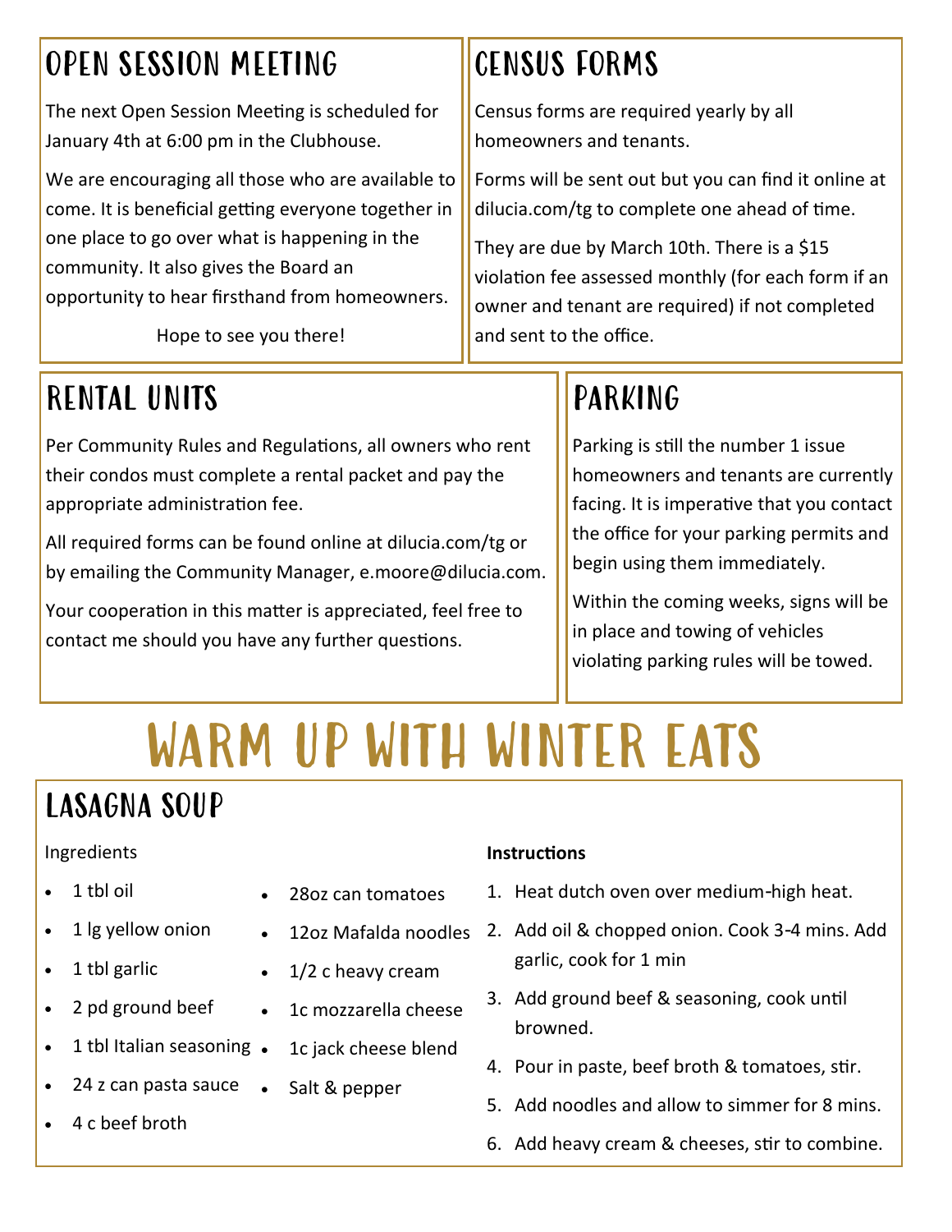## Open Session Meeting

The next Open Session Meeting is scheduled for January 4th at 6:00 pm in the Clubhouse.

We are encouraging all those who are available to come. It is beneficial getting everyone together in one place to go over what is happening in the community. It also gives the Board an opportunity to hear firsthand from homeowners.

Hope to see you there!

## Census Forms

Census forms are required yearly by all homeowners and tenants.

Forms will be sent out but you can find it online at dilucia.com/tg to complete one ahead of time.

They are due by March 10th. There is a $15 violation fee assessed monthly (for each form if an owner and tenant are required) if not completed and sent to the office.

## Rental Units

Per Community Rules and Regulations, all owners who rent their condos must complete a rental packet and pay the appropriate administration fee.

All required forms can be found online at dilucia.com/tg or by emailing the Community Manager, e.moore@dilucia.com.

Your cooperation in this matter is appreciated, feel free to contact me should you have any further questions.

## Parking

Parking is still the number 1 issue homeowners and tenants are currently facing. It is imperative that you contact the office for your parking permits and begin using them immediately.

Within the coming weeks, signs will be in place and towing of vehicles violating parking rules will be towed.

# Warm Up With Winter Eats

## Lasagna Soup

Ingredients

- 1 tbl oil
- 1 lg yellow onion
- 1 tbl garlic
- 2 pd ground beef
- 1 tbl Italian seasoning
- 24 z can pasta sauce
- 4 c beef broth
- 28oz can tomatoes
- 12oz Mafalda noodles
- 1/2 c heavy cream
- 1c mozzarella cheese
- 1c jack cheese blend
- Salt & pepper

**Instructions**

1. Heat dutch oven over medium-high heat.
2. Add oil & chopped onion. Cook 3-4 mins. Add garlic, cook for 1 min
3. Add ground beef & seasoning, cook until browned.
4. Pour in paste, beef broth & tomatoes, stir.
5. Add noodles and allow to simmer for 8 mins.
6. Add heavy cream & cheeses, stir to combine.